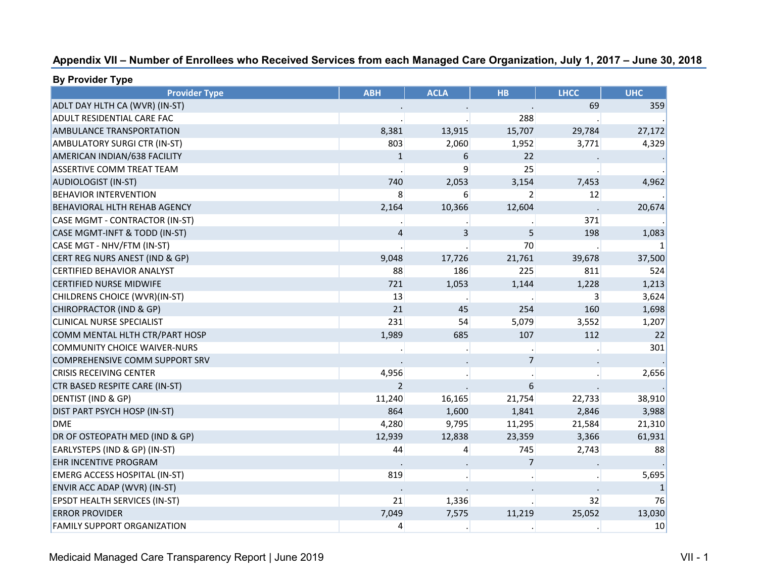## Appendix VII – Number of Enrollees who Received Services from each Managed Care Organization, July 1, 2017 – June 30, 2018

**By Provider Type**

| Provider Type | ABH | ACLA | HB | LHCC | UHC |
|---|---|---|---|---|---|
| ADLT DAY HLTH CA (WVR) (IN-ST) | . | . | . | 69 | 359 |
| ADULT RESIDENTIAL CARE FAC | . | . | 288 | . | . |
| AMBULANCE TRANSPORTATION | 8,381 | 13,915 | 15,707 | 29,784 | 27,172 |
| AMBULATORY SURGI CTR (IN-ST) | 803 | 2,060 | 1,952 | 3,771 | 4,329 |
| AMERICAN INDIAN/638 FACILITY | 1 | 6 | 22 | . | . |
| ASSERTIVE COMM TREAT TEAM | . | 9 | 25 | . | . |
| AUDIOLOGIST (IN-ST) | 740 | 2,053 | 3,154 | 7,453 | 4,962 |
| BEHAVIOR INTERVENTION | 8 | 6 | 2 | 12 | . |
| BEHAVIORAL HLTH REHAB AGENCY | 2,164 | 10,366 | 12,604 | . | 20,674 |
| CASE MGMT - CONTRACTOR (IN-ST) | . | . | . | 371 | . |
| CASE MGMT-INFT & TODD (IN-ST) | 4 | 3 | 5 | 198 | 1,083 |
| CASE MGT - NHV/FTM (IN-ST) | . | . | 70 | . | 1 |
| CERT REG NURS ANEST (IND & GP) | 9,048 | 17,726 | 21,761 | 39,678 | 37,500 |
| CERTIFIED BEHAVIOR ANALYST | 88 | 186 | 225 | 811 | 524 |
| CERTIFIED NURSE MIDWIFE | 721 | 1,053 | 1,144 | 1,228 | 1,213 |
| CHILDRENS CHOICE (WVR)(IN-ST) | 13 | . | . | 3 | 3,624 |
| CHIROPRACTOR (IND & GP) | 21 | 45 | 254 | 160 | 1,698 |
| CLINICAL NURSE SPECIALIST | 231 | 54 | 5,079 | 3,552 | 1,207 |
| COMM MENTAL HLTH CTR/PART HOSP | 1,989 | 685 | 107 | 112 | 22 |
| COMMUNITY CHOICE WAIVER-NURS | . | . | . | . | 301 |
| COMPREHENSIVE COMM SUPPORT SRV | . | . | 7 | . | . |
| CRISIS RECEIVING CENTER | 4,956 | . | . | . | 2,656 |
| CTR BASED RESPITE CARE (IN-ST) | 2 | . | 6 | . | . |
| DENTIST (IND & GP) | 11,240 | 16,165 | 21,754 | 22,733 | 38,910 |
| DIST PART PSYCH HOSP (IN-ST) | 864 | 1,600 | 1,841 | 2,846 | 3,988 |
| DME | 4,280 | 9,795 | 11,295 | 21,584 | 21,310 |
| DR OF OSTEOPATH MED (IND & GP) | 12,939 | 12,838 | 23,359 | 3,366 | 61,931 |
| EARLYSTEPS (IND & GP) (IN-ST) | 44 | 4 | 745 | 2,743 | 88 |
| EHR INCENTIVE PROGRAM | . | . | 7 | . | . |
| EMERG ACCESS HOSPITAL (IN-ST) | 819 | . | . | . | 5,695 |
| ENVIR ACC ADAP (WVR) (IN-ST) | . | . | . | . | 1 |
| EPSDT HEALTH SERVICES (IN-ST) | 21 | 1,336 | . | 32 | 76 |
| ERROR PROVIDER | 7,049 | 7,575 | 11,219 | 25,052 | 13,030 |
| FAMILY SUPPORT ORGANIZATION | 4 | . | . | . | 10 |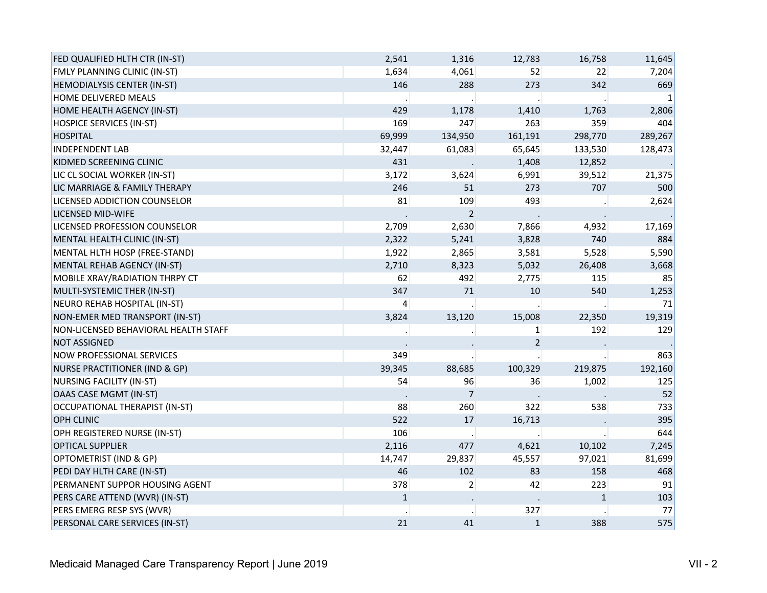| | | | | | |
|---|---:|---:|---:|---:|---:|
| FED QUALIFIED HLTH CTR (IN-ST) | 2,541 | 1,316 | 12,783 | 16,758 | 11,645 |
| FMLY PLANNING CLINIC (IN-ST) | 1,634 | 4,061 | 52 | 22 | 7,204 |
| HEMODIALYSIS CENTER (IN-ST) | 146 | 288 | 273 | 342 | 669 |
| HOME DELIVERED MEALS | . | . | . | . | 1 |
| HOME HEALTH AGENCY (IN-ST) | 429 | 1,178 | 1,410 | 1,763 | 2,806 |
| HOSPICE SERVICES (IN-ST) | 169 | 247 | 263 | 359 | 404 |
| HOSPITAL | 69,999 | 134,950 | 161,191 | 298,770 | 289,267 |
| INDEPENDENT LAB | 32,447 | 61,083 | 65,645 | 133,530 | 128,473 |
| KIDMED SCREENING CLINIC | 431 | . | 1,408 | 12,852 | . |
| LIC CL SOCIAL WORKER (IN-ST) | 3,172 | 3,624 | 6,991 | 39,512 | 21,375 |
| LIC MARRIAGE & FAMILY THERAPY | 246 | 51 | 273 | 707 | 500 |
| LICENSED ADDICTION COUNSELOR | 81 | 109 | 493 | . | 2,624 |
| LICENSED MID-WIFE | . | 2 | . | . | . |
| LICENSED PROFESSION COUNSELOR | 2,709 | 2,630 | 7,866 | 4,932 | 17,169 |
| MENTAL HEALTH CLINIC (IN-ST) | 2,322 | 5,241 | 3,828 | 740 | 884 |
| MENTAL HLTH HOSP (FREE-STAND) | 1,922 | 2,865 | 3,581 | 5,528 | 5,590 |
| MENTAL REHAB AGENCY (IN-ST) | 2,710 | 8,323 | 5,032 | 26,408 | 3,668 |
| MOBILE XRAY/RADIATION THRPY CT | 62 | 492 | 2,775 | 115 | 85 |
| MULTI-SYSTEMIC THER (IN-ST) | 347 | 71 | 10 | 540 | 1,253 |
| NEURO REHAB HOSPITAL (IN-ST) | 4 | . | . | . | 71 |
| NON-EMER MED TRANSPORT (IN-ST) | 3,824 | 13,120 | 15,008 | 22,350 | 19,319 |
| NON-LICENSED BEHAVIORAL HEALTH STAFF | . | . | 1 | 192 | 129 |
| NOT ASSIGNED | . | . | 2 | . | . |
| NOW PROFESSIONAL SERVICES | 349 | . | . | . | 863 |
| NURSE PRACTITIONER (IND & GP) | 39,345 | 88,685 | 100,329 | 219,875 | 192,160 |
| NURSING FACILITY (IN-ST) | 54 | 96 | 36 | 1,002 | 125 |
| OAAS CASE MGMT (IN-ST) | . | 7 | . | . | 52 |
| OCCUPATIONAL THERAPIST (IN-ST) | 88 | 260 | 322 | 538 | 733 |
| OPH CLINIC | 522 | 17 | 16,713 | . | 395 |
| OPH REGISTERED NURSE (IN-ST) | 106 | . | . | . | 644 |
| OPTICAL SUPPLIER | 2,116 | 477 | 4,621 | 10,102 | 7,245 |
| OPTOMETRIST (IND & GP) | 14,747 | 29,837 | 45,557 | 97,021 | 81,699 |
| PEDI DAY HLTH CARE (IN-ST) | 46 | 102 | 83 | 158 | 468 |
| PERMANENT SUPPOR HOUSING AGENT | 378 | 2 | 42 | 223 | 91 |
| PERS CARE ATTEND (WVR) (IN-ST) | 1 | . | . | 1 | 103 |
| PERS EMERG RESP SYS (WVR) | . | . | 327 | . | 77 |
| PERSONAL CARE SERVICES (IN-ST) | 21 | 41 | 1 | 388 | 575 |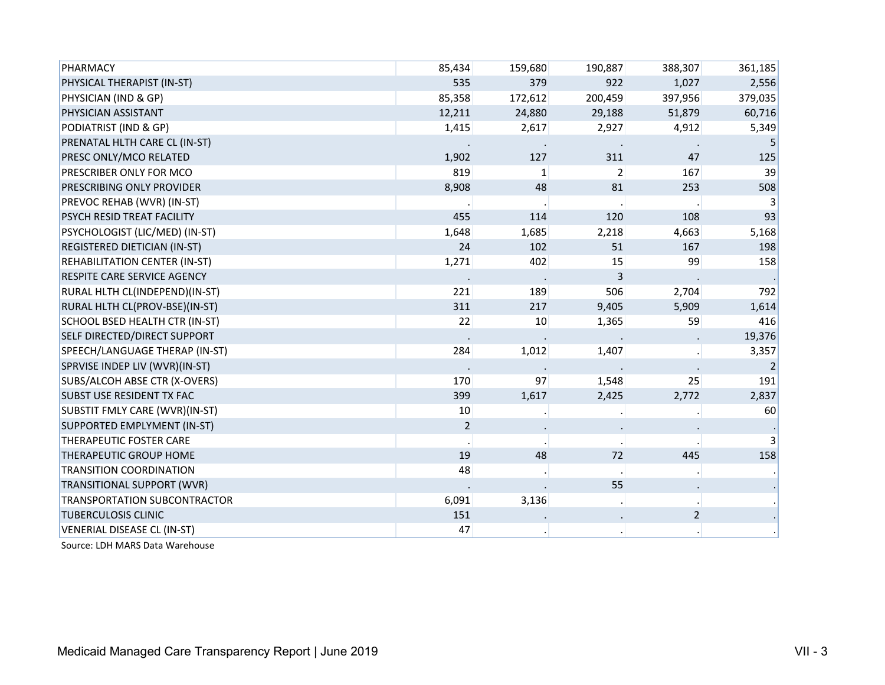| | | | | | |
|---|---|---|---|---|---|
| PHARMACY | 85,434 | 159,680 | 190,887 | 388,307 | 361,185 |
| PHYSICAL THERAPIST (IN-ST) | 535 | 379 | 922 | 1,027 | 2,556 |
| PHYSICIAN (IND & GP) | 85,358 | 172,612 | 200,459 | 397,956 | 379,035 |
| PHYSICIAN ASSISTANT | 12,211 | 24,880 | 29,188 | 51,879 | 60,716 |
| PODIATRIST (IND & GP) | 1,415 | 2,617 | 2,927 | 4,912 | 5,349 |
| PRENATAL HLTH CARE CL (IN-ST) | . | . | . | . | 5 |
| PRESC ONLY/MCO RELATED | 1,902 | 127 | 311 | 47 | 125 |
| PRESCRIBER ONLY FOR MCO | 819 | 1 | 2 | 167 | 39 |
| PRESCRIBING ONLY PROVIDER | 8,908 | 48 | 81 | 253 | 508 |
| PREVOC REHAB (WVR) (IN-ST) | . | . | . | . | 3 |
| PSYCH RESID TREAT FACILITY | 455 | 114 | 120 | 108 | 93 |
| PSYCHOLOGIST (LIC/MED) (IN-ST) | 1,648 | 1,685 | 2,218 | 4,663 | 5,168 |
| REGISTERED DIETICIAN (IN-ST) | 24 | 102 | 51 | 167 | 198 |
| REHABILITATION CENTER (IN-ST) | 1,271 | 402 | 15 | 99 | 158 |
| RESPITE CARE SERVICE AGENCY | . | . | 3 | . | . |
| RURAL HLTH CL(INDEPEND)(IN-ST) | 221 | 189 | 506 | 2,704 | 792 |
| RURAL HLTH CL(PROV-BSE)(IN-ST) | 311 | 217 | 9,405 | 5,909 | 1,614 |
| SCHOOL BSED HEALTH CTR (IN-ST) | 22 | 10 | 1,365 | 59 | 416 |
| SELF DIRECTED/DIRECT SUPPORT | . | . | . | . | 19,376 |
| SPEECH/LANGUAGE THERAP (IN-ST) | 284 | 1,012 | 1,407 | . | 3,357 |
| SPRVISE INDEP LIV (WVR)(IN-ST) | . | . | . | . | 2 |
| SUBS/ALCOH ABSE CTR (X-OVERS) | 170 | 97 | 1,548 | 25 | 191 |
| SUBST USE RESIDENT TX FAC | 399 | 1,617 | 2,425 | 2,772 | 2,837 |
| SUBSTIT FMLY CARE (WVR)(IN-ST) | 10 | . | . | . | 60 |
| SUPPORTED EMPLYMENT (IN-ST) | 2 | . | . | . | . |
| THERAPEUTIC FOSTER CARE | . | . | . | . | 3 |
| THERAPEUTIC GROUP HOME | 19 | 48 | 72 | 445 | 158 |
| TRANSITION COORDINATION | 48 | . | . | . | . |
| TRANSITIONAL SUPPORT (WVR) | . | . | 55 | . | . |
| TRANSPORTATION SUBCONTRACTOR | 6,091 | 3,136 | . | . | . |
| TUBERCULOSIS CLINIC | 151 | . | . | 2 | . |
| VENERIAL DISEASE CL (IN-ST) | 47 | . | . | . | . |

Source: LDH MARS Data Warehouse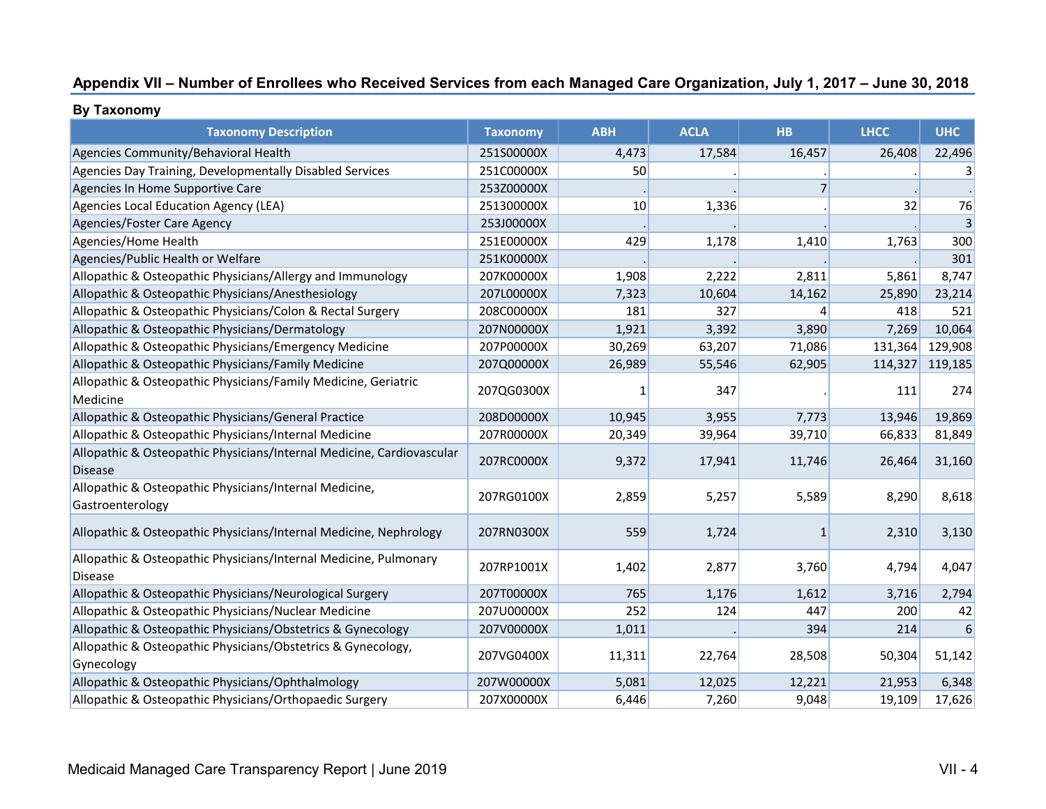## Appendix VII – Number of Enrollees who Received Services from each Managed Care Organization, July 1, 2017 – June 30, 2018

### By Taxonomy

| Taxonomy Description | Taxonomy | ABH | ACLA | HB | LHCC | UHC |
|---|---|---|---|---|---|---|
| Agencies Community/Behavioral Health | 251S00000X | 4,473 | 17,584 | 16,457 | 26,408 | 22,496 |
| Agencies Day Training, Developmentally Disabled Services | 251C00000X | 50 | . | . | . | 3 |
| Agencies In Home Supportive Care | 253Z00000X | . | . | 7 | . | . |
| Agencies Local Education Agency (LEA) | 251300000X | 10 | 1,336 | . | 32 | 76 |
| Agencies/Foster Care Agency | 253J00000X | . | . | . | . | 3 |
| Agencies/Home Health | 251E00000X | 429 | 1,178 | 1,410 | 1,763 | 300 |
| Agencies/Public Health or Welfare | 251K00000X | . | . | . | . | 301 |
| Allopathic & Osteopathic Physicians/Allergy and Immunology | 207K00000X | 1,908 | 2,222 | 2,811 | 5,861 | 8,747 |
| Allopathic & Osteopathic Physicians/Anesthesiology | 207L00000X | 7,323 | 10,604 | 14,162 | 25,890 | 23,214 |
| Allopathic & Osteopathic Physicians/Colon & Rectal Surgery | 208C00000X | 181 | 327 | 4 | 418 | 521 |
| Allopathic & Osteopathic Physicians/Dermatology | 207N00000X | 1,921 | 3,392 | 3,890 | 7,269 | 10,064 |
| Allopathic & Osteopathic Physicians/Emergency Medicine | 207P00000X | 30,269 | 63,207 | 71,086 | 131,364 | 129,908 |
| Allopathic & Osteopathic Physicians/Family Medicine | 207Q00000X | 26,989 | 55,546 | 62,905 | 114,327 | 119,185 |
| Allopathic & Osteopathic Physicians/Family Medicine, Geriatric Medicine | 207QG0300X | 1 | 347 | . | 111 | 274 |
| Allopathic & Osteopathic Physicians/General Practice | 208D00000X | 10,945 | 3,955 | 7,773 | 13,946 | 19,869 |
| Allopathic & Osteopathic Physicians/Internal Medicine | 207R00000X | 20,349 | 39,964 | 39,710 | 66,833 | 81,849 |
| Allopathic & Osteopathic Physicians/Internal Medicine, Cardiovascular Disease | 207RC0000X | 9,372 | 17,941 | 11,746 | 26,464 | 31,160 |
| Allopathic & Osteopathic Physicians/Internal Medicine, Gastroenterology | 207RG0100X | 2,859 | 5,257 | 5,589 | 8,290 | 8,618 |
| Allopathic & Osteopathic Physicians/Internal Medicine, Nephrology | 207RN0300X | 559 | 1,724 | 1 | 2,310 | 3,130 |
| Allopathic & Osteopathic Physicians/Internal Medicine, Pulmonary Disease | 207RP1001X | 1,402 | 2,877 | 3,760 | 4,794 | 4,047 |
| Allopathic & Osteopathic Physicians/Neurological Surgery | 207T00000X | 765 | 1,176 | 1,612 | 3,716 | 2,794 |
| Allopathic & Osteopathic Physicians/Nuclear Medicine | 207U00000X | 252 | 124 | 447 | 200 | 42 |
| Allopathic & Osteopathic Physicians/Obstetrics & Gynecology | 207V00000X | 1,011 | . | 394 | 214 | 6 |
| Allopathic & Osteopathic Physicians/Obstetrics & Gynecology, Gynecology | 207VG0400X | 11,311 | 22,764 | 28,508 | 50,304 | 51,142 |
| Allopathic & Osteopathic Physicians/Ophthalmology | 207W00000X | 5,081 | 12,025 | 12,221 | 21,953 | 6,348 |
| Allopathic & Osteopathic Physicians/Orthopaedic Surgery | 207X00000X | 6,446 | 7,260 | 9,048 | 19,109 | 17,626 |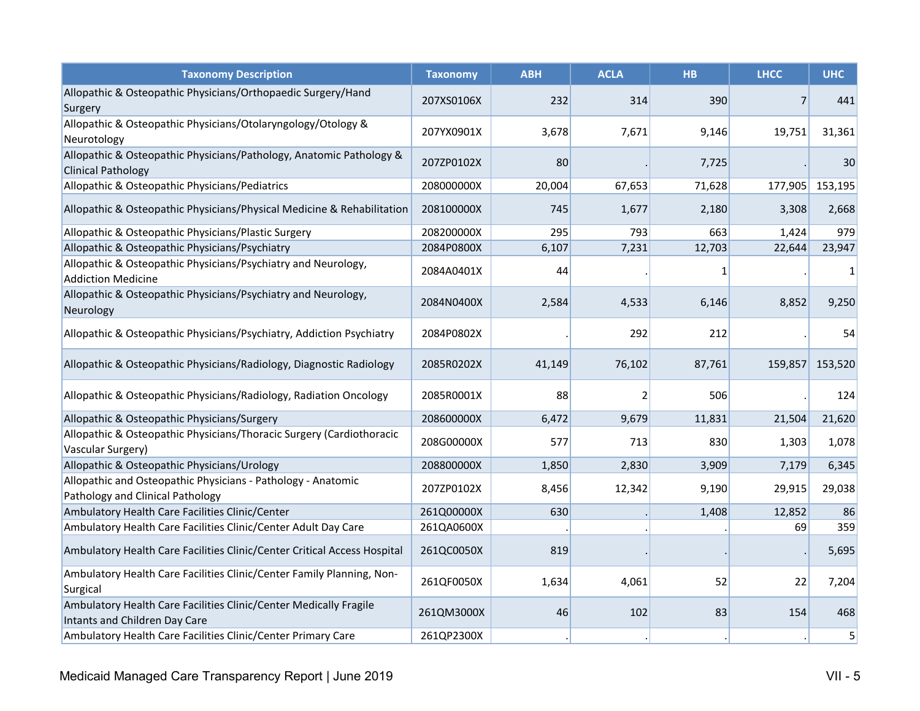| Taxonomy Description | Taxonomy | ABH | ACLA | HB | LHCC | UHC |
|---|---|---|---|---|---|---|
| Allopathic & Osteopathic Physicians/Orthopaedic Surgery/Hand Surgery | 207XS0106X | 232 | 314 | 390 | 7 | 441 |
| Allopathic & Osteopathic Physicians/Otolaryngology/Otology & Neurotology | 207YX0901X | 3,678 | 7,671 | 9,146 | 19,751 | 31,361 |
| Allopathic & Osteopathic Physicians/Pathology, Anatomic Pathology & Clinical Pathology | 207ZP0102X | 80 | . | 7,725 | . | 30 |
| Allopathic & Osteopathic Physicians/Pediatrics | 208000000X | 20,004 | 67,653 | 71,628 | 177,905 | 153,195 |
| Allopathic & Osteopathic Physicians/Physical Medicine & Rehabilitation | 208100000X | 745 | 1,677 | 2,180 | 3,308 | 2,668 |
| Allopathic & Osteopathic Physicians/Plastic Surgery | 208200000X | 295 | 793 | 663 | 1,424 | 979 |
| Allopathic & Osteopathic Physicians/Psychiatry | 2084P0800X | 6,107 | 7,231 | 12,703 | 22,644 | 23,947 |
| Allopathic & Osteopathic Physicians/Psychiatry and Neurology, Addiction Medicine | 2084A0401X | 44 | . | 1 | . | 1 |
| Allopathic & Osteopathic Physicians/Psychiatry and Neurology, Neurology | 2084N0400X | 2,584 | 4,533 | 6,146 | 8,852 | 9,250 |
| Allopathic & Osteopathic Physicians/Psychiatry, Addiction Psychiatry | 2084P0802X | . | 292 | 212 | . | 54 |
| Allopathic & Osteopathic Physicians/Radiology, Diagnostic Radiology | 2085R0202X | 41,149 | 76,102 | 87,761 | 159,857 | 153,520 |
| Allopathic & Osteopathic Physicians/Radiology, Radiation Oncology | 2085R0001X | 88 | 2 | 506 | . | 124 |
| Allopathic & Osteopathic Physicians/Surgery | 208600000X | 6,472 | 9,679 | 11,831 | 21,504 | 21,620 |
| Allopathic & Osteopathic Physicians/Thoracic Surgery (Cardiothoracic Vascular Surgery) | 208G00000X | 577 | 713 | 830 | 1,303 | 1,078 |
| Allopathic & Osteopathic Physicians/Urology | 208800000X | 1,850 | 2,830 | 3,909 | 7,179 | 6,345 |
| Allopathic and Osteopathic Physicians - Pathology - Anatomic Pathology and Clinical Pathology | 207ZP0102X | 8,456 | 12,342 | 9,190 | 29,915 | 29,038 |
| Ambulatory Health Care Facilities Clinic/Center | 261Q00000X | 630 | . | 1,408 | 12,852 | 86 |
| Ambulatory Health Care Facilities Clinic/Center Adult Day Care | 261QA0600X | . | . | . | 69 | 359 |
| Ambulatory Health Care Facilities Clinic/Center Critical Access Hospital | 261QC0050X | 819 | . | . | . | 5,695 |
| Ambulatory Health Care Facilities Clinic/Center Family Planning, Non-Surgical | 261QF0050X | 1,634 | 4,061 | 52 | 22 | 7,204 |
| Ambulatory Health Care Facilities Clinic/Center Medically Fragile Intants and Children Day Care | 261QM3000X | 46 | 102 | 83 | 154 | 468 |
| Ambulatory Health Care Facilities Clinic/Center Primary Care | 261QP2300X | . | . | . | . | 5 |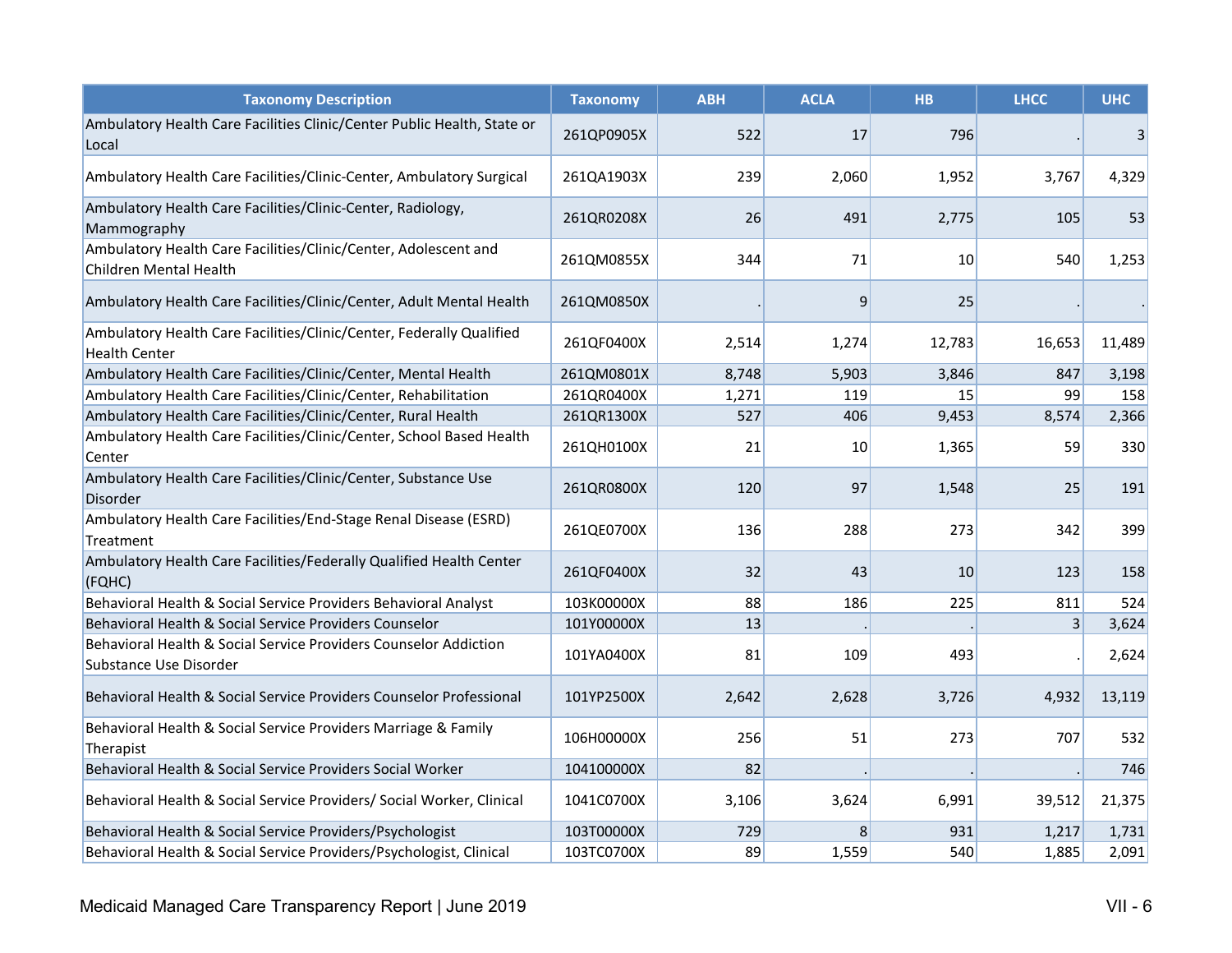| Taxonomy Description | Taxonomy | ABH | ACLA | HB | LHCC | UHC |
|---|---|---|---|---|---|---|
| Ambulatory Health Care Facilities Clinic/Center Public Health, State or Local | 261QP0905X | 522 | 17 | 796 | . | 3 |
| Ambulatory Health Care Facilities/Clinic-Center, Ambulatory Surgical | 261QA1903X | 239 | 2,060 | 1,952 | 3,767 | 4,329 |
| Ambulatory Health Care Facilities/Clinic-Center, Radiology, Mammography | 261QR0208X | 26 | 491 | 2,775 | 105 | 53 |
| Ambulatory Health Care Facilities/Clinic/Center, Adolescent and Children Mental Health | 261QM0855X | 344 | 71 | 10 | 540 | 1,253 |
| Ambulatory Health Care Facilities/Clinic/Center, Adult Mental Health | 261QM0850X | . | 9 | 25 | . | . |
| Ambulatory Health Care Facilities/Clinic/Center, Federally Qualified Health Center | 261QF0400X | 2,514 | 1,274 | 12,783 | 16,653 | 11,489 |
| Ambulatory Health Care Facilities/Clinic/Center, Mental Health | 261QM0801X | 8,748 | 5,903 | 3,846 | 847 | 3,198 |
| Ambulatory Health Care Facilities/Clinic/Center, Rehabilitation | 261QR0400X | 1,271 | 119 | 15 | 99 | 158 |
| Ambulatory Health Care Facilities/Clinic/Center, Rural Health | 261QR1300X | 527 | 406 | 9,453 | 8,574 | 2,366 |
| Ambulatory Health Care Facilities/Clinic/Center, School Based Health Center | 261QH0100X | 21 | 10 | 1,365 | 59 | 330 |
| Ambulatory Health Care Facilities/Clinic/Center, Substance Use Disorder | 261QR0800X | 120 | 97 | 1,548 | 25 | 191 |
| Ambulatory Health Care Facilities/End-Stage Renal Disease (ESRD) Treatment | 261QE0700X | 136 | 288 | 273 | 342 | 399 |
| Ambulatory Health Care Facilities/Federally Qualified Health Center (FQHC) | 261QF0400X | 32 | 43 | 10 | 123 | 158 |
| Behavioral Health & Social Service Providers Behavioral Analyst | 103K00000X | 88 | 186 | 225 | 811 | 524 |
| Behavioral Health & Social Service Providers Counselor | 101Y00000X | 13 | . | . | 3 | 3,624 |
| Behavioral Health & Social Service Providers Counselor Addiction Substance Use Disorder | 101YA0400X | 81 | 109 | 493 | . | 2,624 |
| Behavioral Health & Social Service Providers Counselor Professional | 101YP2500X | 2,642 | 2,628 | 3,726 | 4,932 | 13,119 |
| Behavioral Health & Social Service Providers Marriage & Family Therapist | 106H00000X | 256 | 51 | 273 | 707 | 532 |
| Behavioral Health & Social Service Providers Social Worker | 104100000X | 82 | . | . | . | 746 |
| Behavioral Health & Social Service Providers/ Social Worker, Clinical | 1041C0700X | 3,106 | 3,624 | 6,991 | 39,512 | 21,375 |
| Behavioral Health & Social Service Providers/Psychologist | 103T00000X | 729 | 8 | 931 | 1,217 | 1,731 |
| Behavioral Health & Social Service Providers/Psychologist, Clinical | 103TC0700X | 89 | 1,559 | 540 | 1,885 | 2,091 |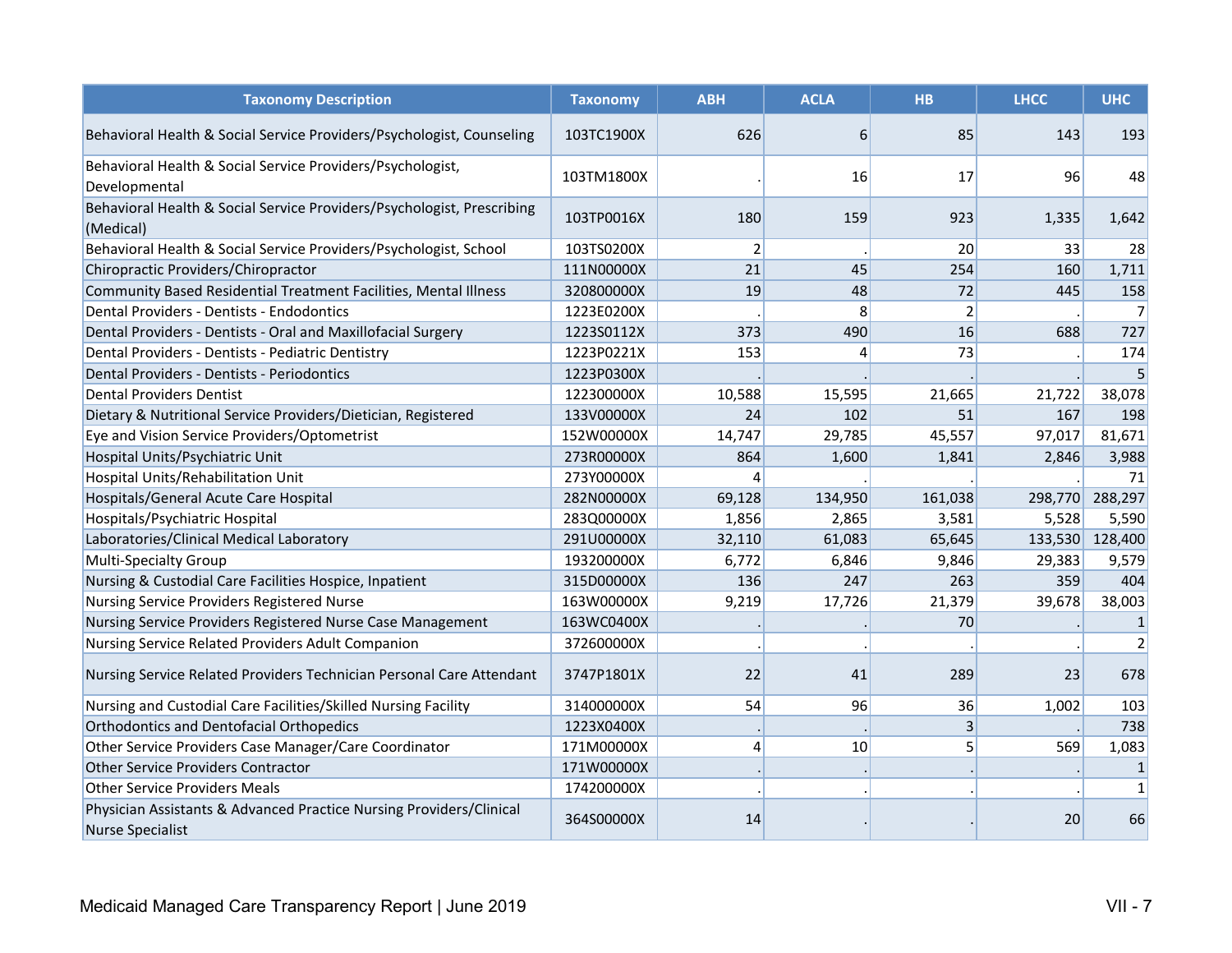| Taxonomy Description | Taxonomy | ABH | ACLA | HB | LHCC | UHC |
|---|---|---|---|---|---|---|
| Behavioral Health & Social Service Providers/Psychologist, Counseling | 103TC1900X | 626 | 6 | 85 | 143 | 193 |
| Behavioral Health & Social Service Providers/Psychologist, Developmental | 103TM1800X | . | 16 | 17 | 96 | 48 |
| Behavioral Health & Social Service Providers/Psychologist, Prescribing (Medical) | 103TP0016X | 180 | 159 | 923 | 1,335 | 1,642 |
| Behavioral Health & Social Service Providers/Psychologist, School | 103TS0200X | 2 | . | 20 | 33 | 28 |
| Chiropractic Providers/Chiropractor | 111N00000X | 21 | 45 | 254 | 160 | 1,711 |
| Community Based Residential Treatment Facilities, Mental Illness | 320800000X | 19 | 48 | 72 | 445 | 158 |
| Dental Providers - Dentists - Endodontics | 1223E0200X | . | 8 | 2 | . | 7 |
| Dental Providers - Dentists - Oral and Maxillofacial Surgery | 1223S0112X | 373 | 490 | 16 | 688 | 727 |
| Dental Providers - Dentists - Pediatric Dentistry | 1223P0221X | 153 | 4 | 73 | . | 174 |
| Dental Providers - Dentists - Periodontics | 1223P0300X | . | . | . | . | 5 |
| Dental Providers Dentist | 122300000X | 10,588 | 15,595 | 21,665 | 21,722 | 38,078 |
| Dietary & Nutritional Service Providers/Dietician, Registered | 133V00000X | 24 | 102 | 51 | 167 | 198 |
| Eye and Vision Service Providers/Optometrist | 152W00000X | 14,747 | 29,785 | 45,557 | 97,017 | 81,671 |
| Hospital Units/Psychiatric Unit | 273R00000X | 864 | 1,600 | 1,841 | 2,846 | 3,988 |
| Hospital Units/Rehabilitation Unit | 273Y00000X | 4 | . | . | . | 71 |
| Hospitals/General Acute Care Hospital | 282N00000X | 69,128 | 134,950 | 161,038 | 298,770 | 288,297 |
| Hospitals/Psychiatric Hospital | 283Q00000X | 1,856 | 2,865 | 3,581 | 5,528 | 5,590 |
| Laboratories/Clinical Medical Laboratory | 291U00000X | 32,110 | 61,083 | 65,645 | 133,530 | 128,400 |
| Multi-Specialty Group | 193200000X | 6,772 | 6,846 | 9,846 | 29,383 | 9,579 |
| Nursing & Custodial Care Facilities Hospice, Inpatient | 315D00000X | 136 | 247 | 263 | 359 | 404 |
| Nursing Service Providers Registered Nurse | 163W00000X | 9,219 | 17,726 | 21,379 | 39,678 | 38,003 |
| Nursing Service Providers Registered Nurse Case Management | 163WC0400X | . | . | 70 | . | 1 |
| Nursing Service Related Providers Adult Companion | 372600000X | . | . | . | . | 2 |
| Nursing Service Related Providers Technician Personal Care Attendant | 3747P1801X | 22 | 41 | 289 | 23 | 678 |
| Nursing and Custodial Care Facilities/Skilled Nursing Facility | 314000000X | 54 | 96 | 36 | 1,002 | 103 |
| Orthodontics and Dentofacial Orthopedics | 1223X0400X | . | . | 3 | . | 738 |
| Other Service Providers Case Manager/Care Coordinator | 171M00000X | 4 | 10 | 5 | 569 | 1,083 |
| Other Service Providers Contractor | 171W00000X | . | . | . | . | 1 |
| Other Service Providers Meals | 174200000X | . | . | . | . | 1 |
| Physician Assistants & Advanced Practice Nursing Providers/Clinical Nurse Specialist | 364S00000X | 14 | . | . | 20 | 66 |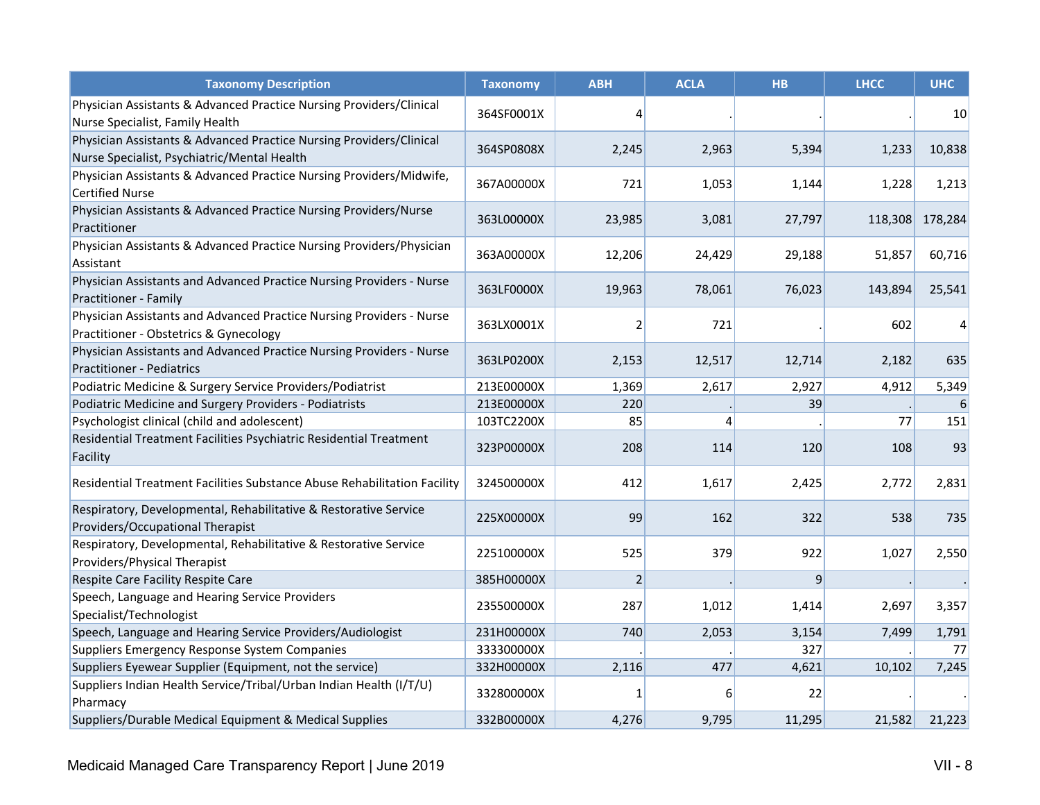| Taxonomy Description | Taxonomy | ABH | ACLA | HB | LHCC | UHC |
|---|---|---|---|---|---|---|
| Physician Assistants & Advanced Practice Nursing Providers/Clinical Nurse Specialist, Family Health | 364SF0001X | 4 | . | . | . | 10 |
| Physician Assistants & Advanced Practice Nursing Providers/Clinical Nurse Specialist, Psychiatric/Mental Health | 364SP0808X | 2,245 | 2,963 | 5,394 | 1,233 | 10,838 |
| Physician Assistants & Advanced Practice Nursing Providers/Midwife, Certified Nurse | 367A00000X | 721 | 1,053 | 1,144 | 1,228 | 1,213 |
| Physician Assistants & Advanced Practice Nursing Providers/Nurse Practitioner | 363L00000X | 23,985 | 3,081 | 27,797 | 118,308 | 178,284 |
| Physician Assistants & Advanced Practice Nursing Providers/Physician Assistant | 363A00000X | 12,206 | 24,429 | 29,188 | 51,857 | 60,716 |
| Physician Assistants and Advanced Practice Nursing Providers - Nurse Practitioner - Family | 363LF0000X | 19,963 | 78,061 | 76,023 | 143,894 | 25,541 |
| Physician Assistants and Advanced Practice Nursing Providers - Nurse Practitioner - Obstetrics & Gynecology | 363LX0001X | 2 | 721 | . | 602 | 4 |
| Physician Assistants and Advanced Practice Nursing Providers - Nurse Practitioner - Pediatrics | 363LP0200X | 2,153 | 12,517 | 12,714 | 2,182 | 635 |
| Podiatric Medicine & Surgery Service Providers/Podiatrist | 213E00000X | 1,369 | 2,617 | 2,927 | 4,912 | 5,349 |
| Podiatric Medicine and Surgery Providers - Podiatrists | 213E00000X | 220 | . | 39 | . | 6 |
| Psychologist clinical (child and adolescent) | 103TC2200X | 85 | 4 | . | 77 | 151 |
| Residential Treatment Facilities Psychiatric Residential Treatment Facility | 323P00000X | 208 | 114 | 120 | 108 | 93 |
| Residential Treatment Facilities Substance Abuse Rehabilitation Facility | 324500000X | 412 | 1,617 | 2,425 | 2,772 | 2,831 |
| Respiratory, Developmental, Rehabilitative & Restorative Service Providers/Occupational Therapist | 225X00000X | 99 | 162 | 322 | 538 | 735 |
| Respiratory, Developmental, Rehabilitative & Restorative Service Providers/Physical Therapist | 225100000X | 525 | 379 | 922 | 1,027 | 2,550 |
| Respite Care Facility Respite Care | 385H00000X | 2 | . | 9 | . | . |
| Speech, Language and Hearing Service Providers Specialist/Technologist | 235500000X | 287 | 1,012 | 1,414 | 2,697 | 3,357 |
| Speech, Language and Hearing Service Providers/Audiologist | 231H00000X | 740 | 2,053 | 3,154 | 7,499 | 1,791 |
| Suppliers Emergency Response System Companies | 333300000X | . | . | 327 | . | 77 |
| Suppliers Eyewear Supplier (Equipment, not the service) | 332H00000X | 2,116 | 477 | 4,621 | 10,102 | 7,245 |
| Suppliers Indian Health Service/Tribal/Urban Indian Health (I/T/U) Pharmacy | 332800000X | 1 | 6 | 22 | . | . |
| Suppliers/Durable Medical Equipment & Medical Supplies | 332B00000X | 4,276 | 9,795 | 11,295 | 21,582 | 21,223 |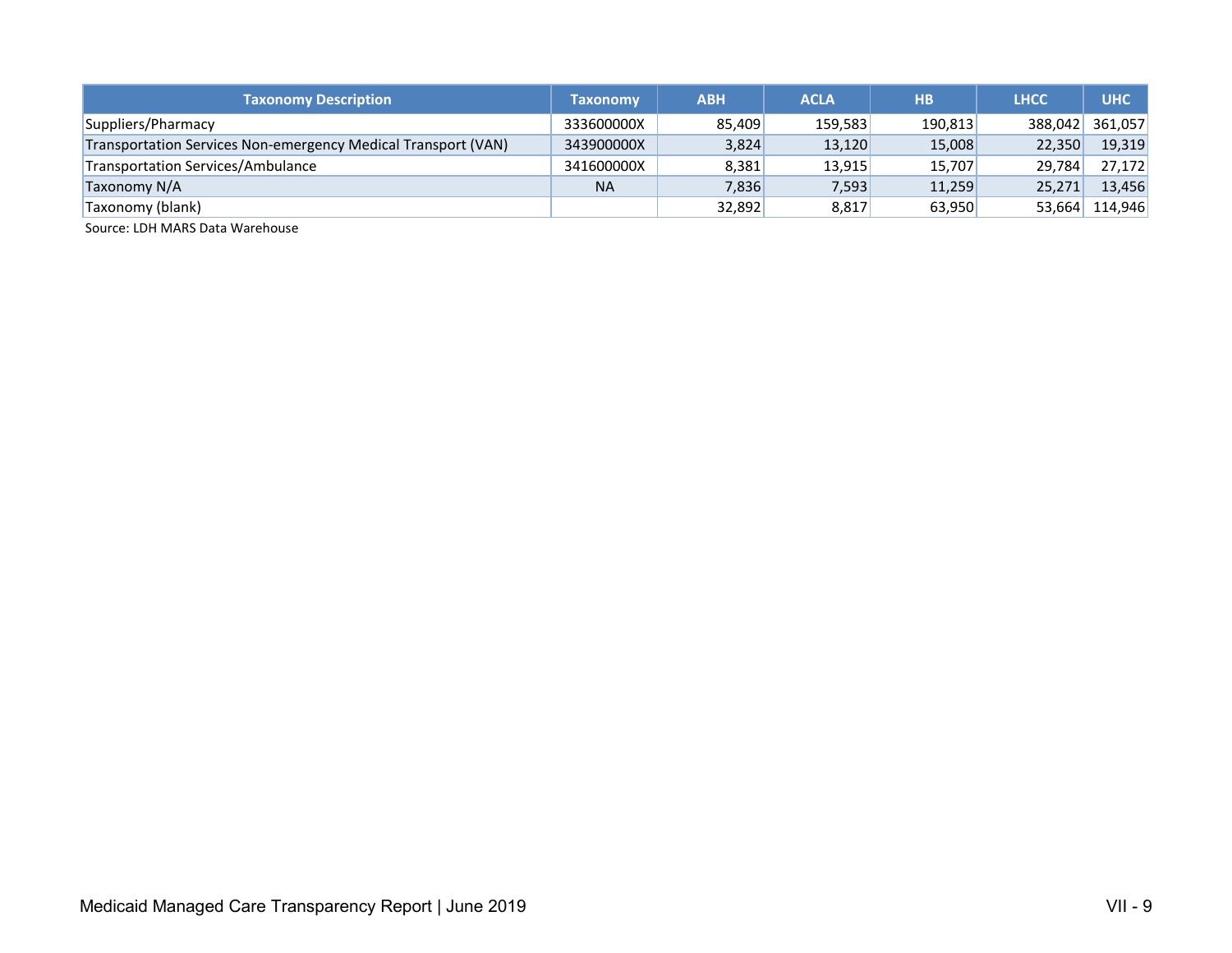| Taxonomy Description | Taxonomy | ABH | ACLA | HB | LHCC | UHC |
|---|---|---|---|---|---|---|
| Suppliers/Pharmacy | 333600000X | 85,409 | 159,583 | 190,813 | 388,042 | 361,057 |
| Transportation Services Non-emergency Medical Transport (VAN) | 343900000X | 3,824 | 13,120 | 15,008 | 22,350 | 19,319 |
| Transportation Services/Ambulance | 341600000X | 8,381 | 13,915 | 15,707 | 29,784 | 27,172 |
| Taxonomy N/A | NA | 7,836 | 7,593 | 11,259 | 25,271 | 13,456 |
| Taxonomy (blank) | | 32,892 | 8,817 | 63,950 | 53,664 | 114,946 |

Source: LDH MARS Data Warehouse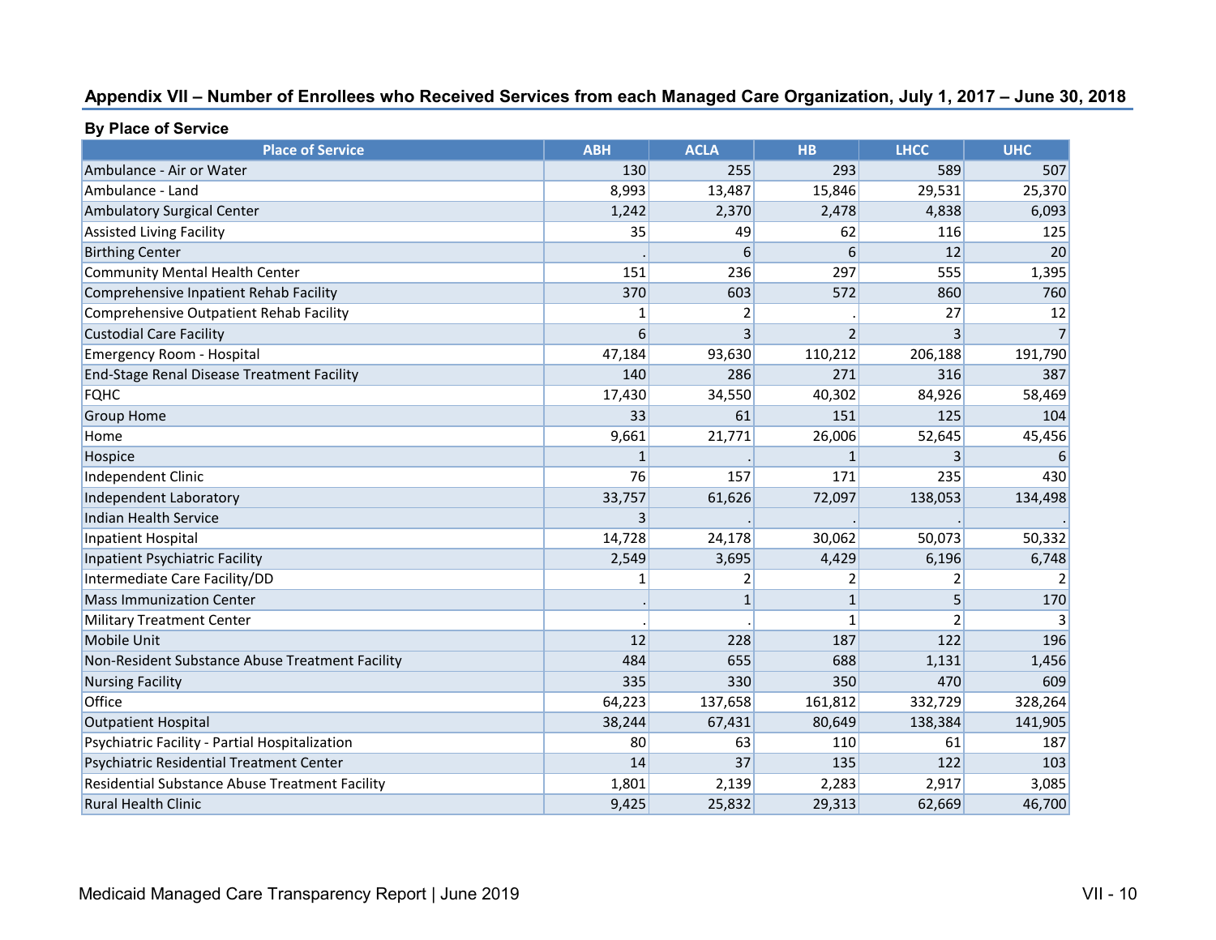## Appendix VII – Number of Enrollees who Received Services from each Managed Care Organization, July 1, 2017 – June 30, 2018

**By Place of Service**

| Place of Service | ABH | ACLA | HB | LHCC | UHC |
|---|---|---|---|---|---|
| Ambulance - Air or Water | 130 | 255 | 293 | 589 | 507 |
| Ambulance - Land | 8,993 | 13,487 | 15,846 | 29,531 | 25,370 |
| Ambulatory Surgical Center | 1,242 | 2,370 | 2,478 | 4,838 | 6,093 |
| Assisted Living Facility | 35 | 49 | 62 | 116 | 125 |
| Birthing Center | . | 6 | 6 | 12 | 20 |
| Community Mental Health Center | 151 | 236 | 297 | 555 | 1,395 |
| Comprehensive Inpatient Rehab Facility | 370 | 603 | 572 | 860 | 760 |
| Comprehensive Outpatient Rehab Facility | 1 | 2 | . | 27 | 12 |
| Custodial Care Facility | 6 | 3 | 2 | 3 | 7 |
| Emergency Room - Hospital | 47,184 | 93,630 | 110,212 | 206,188 | 191,790 |
| End-Stage Renal Disease Treatment Facility | 140 | 286 | 271 | 316 | 387 |
| FQHC | 17,430 | 34,550 | 40,302 | 84,926 | 58,469 |
| Group Home | 33 | 61 | 151 | 125 | 104 |
| Home | 9,661 | 21,771 | 26,006 | 52,645 | 45,456 |
| Hospice | 1 | . | 1 | 3 | 6 |
| Independent Clinic | 76 | 157 | 171 | 235 | 430 |
| Independent Laboratory | 33,757 | 61,626 | 72,097 | 138,053 | 134,498 |
| Indian Health Service | 3 | . | . | . | . |
| Inpatient Hospital | 14,728 | 24,178 | 30,062 | 50,073 | 50,332 |
| Inpatient Psychiatric Facility | 2,549 | 3,695 | 4,429 | 6,196 | 6,748 |
| Intermediate Care Facility/DD | 1 | 2 | 2 | 2 | 2 |
| Mass Immunization Center | . | 1 | 1 | 5 | 170 |
| Military Treatment Center | . | . | 1 | 2 | 3 |
| Mobile Unit | 12 | 228 | 187 | 122 | 196 |
| Non-Resident Substance Abuse Treatment Facility | 484 | 655 | 688 | 1,131 | 1,456 |
| Nursing Facility | 335 | 330 | 350 | 470 | 609 |
| Office | 64,223 | 137,658 | 161,812 | 332,729 | 328,264 |
| Outpatient Hospital | 38,244 | 67,431 | 80,649 | 138,384 | 141,905 |
| Psychiatric Facility - Partial Hospitalization | 80 | 63 | 110 | 61 | 187 |
| Psychiatric Residential Treatment Center | 14 | 37 | 135 | 122 | 103 |
| Residential Substance Abuse Treatment Facility | 1,801 | 2,139 | 2,283 | 2,917 | 3,085 |
| Rural Health Clinic | 9,425 | 25,832 | 29,313 | 62,669 | 46,700 |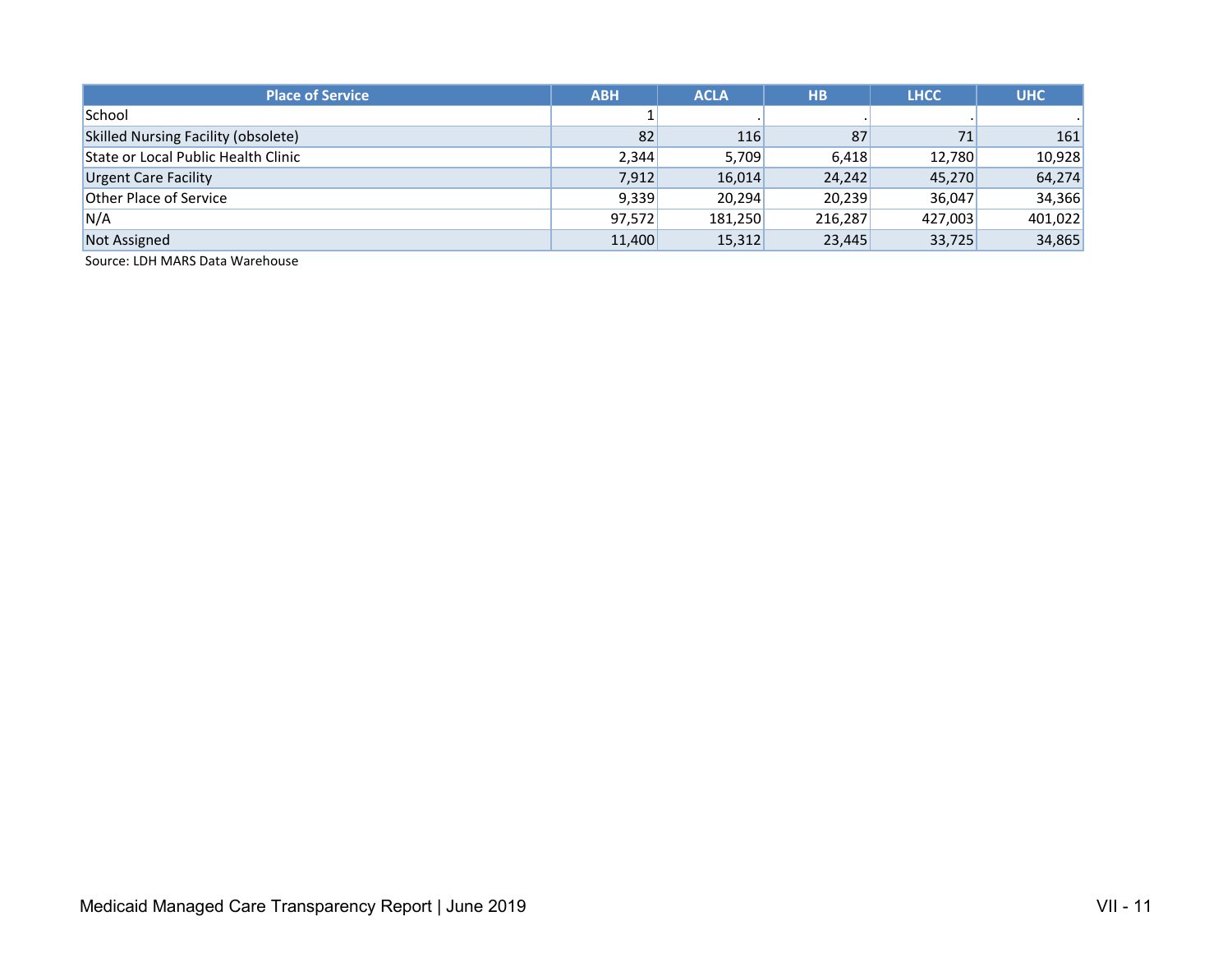| Place of Service | ABH | ACLA | HB | LHCC | UHC |
|---|---|---|---|---|---|
| School | 1 | . | . | . | . |
| Skilled Nursing Facility (obsolete) | 82 | 116 | 87 | 71 | 161 |
| State or Local Public Health Clinic | 2,344 | 5,709 | 6,418 | 12,780 | 10,928 |
| Urgent Care Facility | 7,912 | 16,014 | 24,242 | 45,270 | 64,274 |
| Other Place of Service | 9,339 | 20,294 | 20,239 | 36,047 | 34,366 |
| N/A | 97,572 | 181,250 | 216,287 | 427,003 | 401,022 |
| Not Assigned | 11,400 | 15,312 | 23,445 | 33,725 | 34,865 |

Source: LDH MARS Data Warehouse